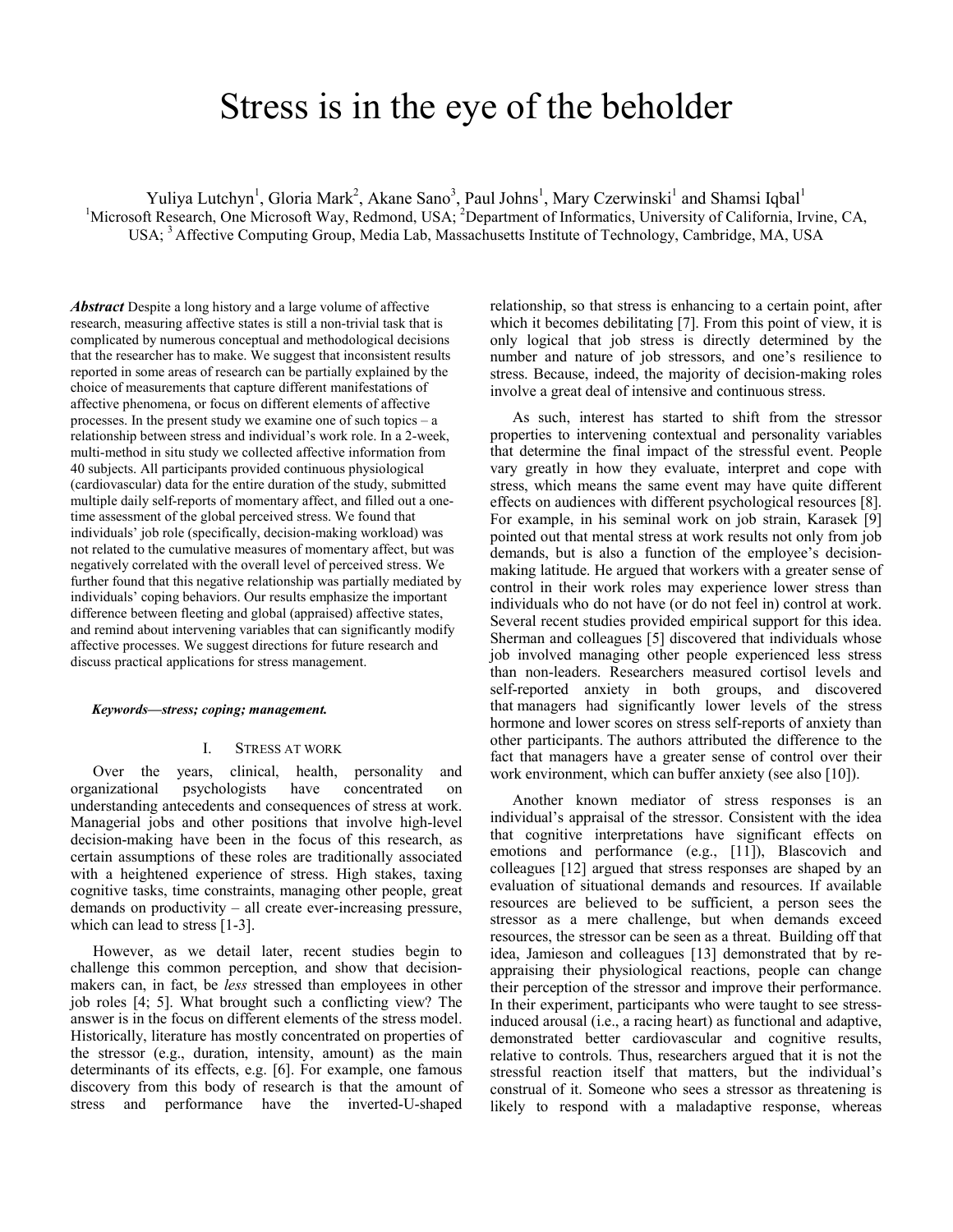# Stress is in the eye of the beholder

Yuliya Lutchyn[1], Gloria Mark[2], Akane Sano[3], Paul Johns[1], Mary Czerwinski[1] and Shamsi Iqbal[1]
[1]Microsoft Research, One Microsoft Way, Redmond, USA; [2]Department of Informatics, University of California, Irvine, CA, USA; [3] Affective Computing Group, Media Lab, Massachusetts Institute of Technology, Cambridge, MA, USA

***Abstract*** Despite a long history and a large volume of affective research, measuring affective states is still a non-trivial task that is complicated by numerous conceptual and methodological decisions that the researcher has to make. We suggest that inconsistent results reported in some areas of research can be partially explained by the choice of measurements that capture different manifestations of affective phenomena, or focus on different elements of affective processes. In the present study we examine one of such topics – a relationship between stress and individual's work role. In a 2-week, multi-method in situ study we collected affective information from 40 subjects. All participants provided continuous physiological (cardiovascular) data for the entire duration of the study, submitted multiple daily self-reports of momentary affect, and filled out a one-time assessment of the global perceived stress. We found that individuals' job role (specifically, decision-making workload) was not related to the cumulative measures of momentary affect, but was negatively correlated with the overall level of perceived stress. We further found that this negative relationship was partially mediated by individuals' coping behaviors. Our results emphasize the important difference between fleeting and global (appraised) affective states, and remind about intervening variables that can significantly modify affective processes. We suggest directions for future research and discuss practical applications for stress management.

***Keywords—stress; coping; management.***

## I. Stress at Work

Over the years, clinical, health, personality and organizational psychologists have concentrated on understanding antecedents and consequences of stress at work. Managerial jobs and other positions that involve high-level decision-making have been in the focus of this research, as certain assumptions of these roles are traditionally associated with a heightened experience of stress. High stakes, taxing cognitive tasks, time constraints, managing other people, great demands on productivity – all create ever-increasing pressure, which can lead to stress [1-3].

However, as we detail later, recent studies begin to challenge this common perception, and show that decision-makers can, in fact, be *less* stressed than employees in other job roles [4; 5]. What brought such a conflicting view? The answer is in the focus on different elements of the stress model. Historically, literature has mostly concentrated on properties of the stressor (e.g., duration, intensity, amount) as the main determinants of its effects, e.g. [6]. For example, one famous discovery from this body of research is that the amount of stress and performance have the inverted-U-shaped relationship, so that stress is enhancing to a certain point, after which it becomes debilitating [7]. From this point of view, it is only logical that job stress is directly determined by the number and nature of job stressors, and one's resilience to stress. Because, indeed, the majority of decision-making roles involve a great deal of intensive and continuous stress.

As such, interest has started to shift from the stressor properties to intervening contextual and personality variables that determine the final impact of the stressful event. People vary greatly in how they evaluate, interpret and cope with stress, which means the same event may have quite different effects on audiences with different psychological resources [8]. For example, in his seminal work on job strain, Karasek [9] pointed out that mental stress at work results not only from job demands, but is also a function of the employee's decision-making latitude. He argued that workers with a greater sense of control in their work roles may experience lower stress than individuals who do not have (or do not feel in) control at work. Several recent studies provided empirical support for this idea. Sherman and colleagues [5] discovered that individuals whose job involved managing other people experienced less stress than non-leaders. Researchers measured cortisol levels and self-reported anxiety in both groups, and discovered that managers had significantly lower levels of the stress hormone and lower scores on stress self-reports of anxiety than other participants. The authors attributed the difference to the fact that managers have a greater sense of control over their work environment, which can buffer anxiety (see also [10]).

Another known mediator of stress responses is an individual's appraisal of the stressor. Consistent with the idea that cognitive interpretations have significant effects on emotions and performance (e.g., [11]), Blascovich and colleagues [12] argued that stress responses are shaped by an evaluation of situational demands and resources. If available resources are believed to be sufficient, a person sees the stressor as a mere challenge, but when demands exceed resources, the stressor can be seen as a threat. Building off that idea, Jamieson and colleagues [13] demonstrated that by re-appraising their physiological reactions, people can change their perception of the stressor and improve their performance. In their experiment, participants who were taught to see stress-induced arousal (i.e., a racing heart) as functional and adaptive, demonstrated better cardiovascular and cognitive results, relative to controls. Thus, researchers argued that it is not the stressful reaction itself that matters, but the individual's construal of it. Someone who sees a stressor as threatening is likely to respond with a maladaptive response, whereas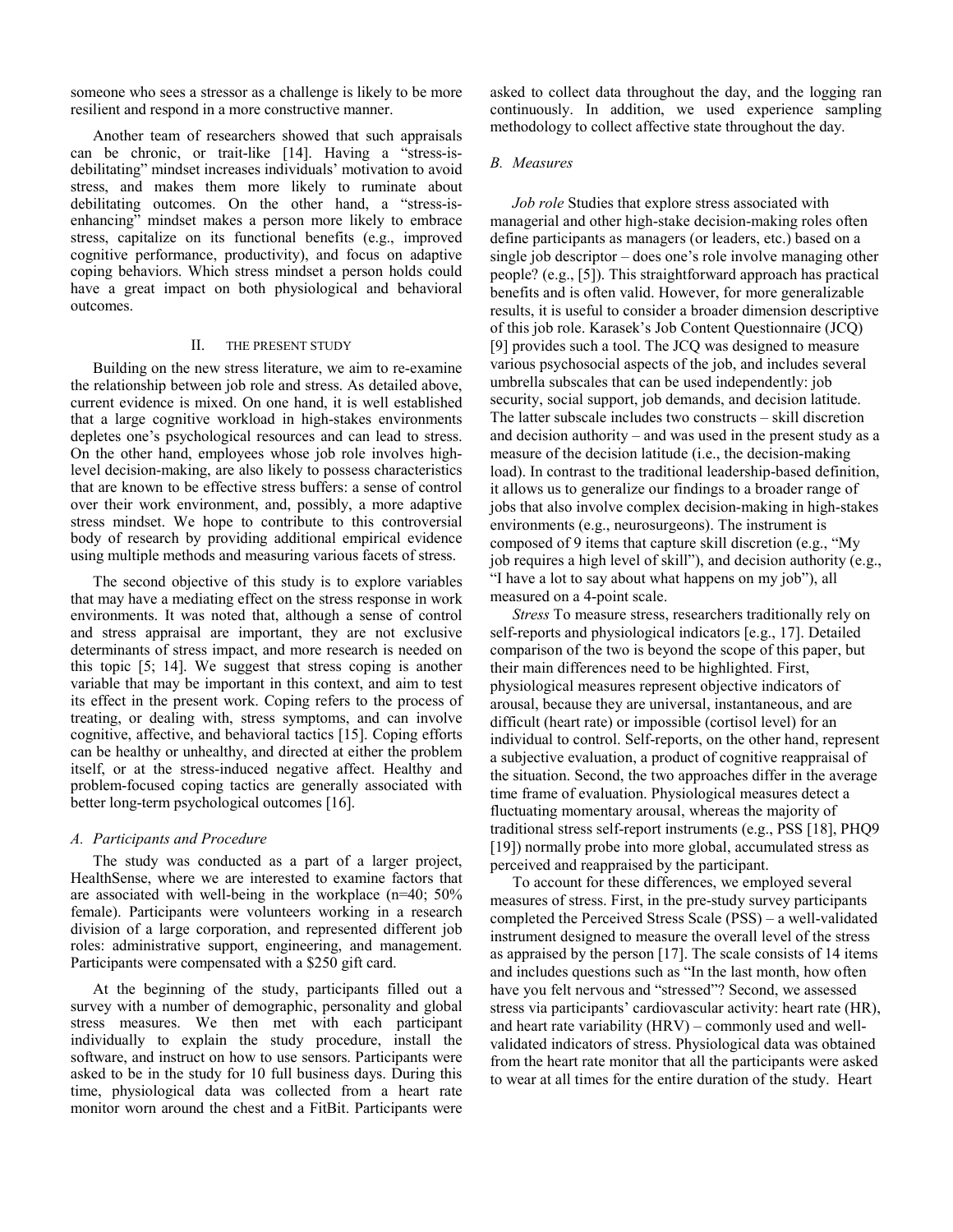someone who sees a stressor as a challenge is likely to be more resilient and respond in a more constructive manner.

Another team of researchers showed that such appraisals can be chronic, or trait-like [14]. Having a "stress-is-debilitating" mindset increases individuals' motivation to avoid stress, and makes them more likely to ruminate about debilitating outcomes. On the other hand, a "stress-is-enhancing" mindset makes a person more likely to embrace stress, capitalize on its functional benefits (e.g., improved cognitive performance, productivity), and focus on adaptive coping behaviors. Which stress mindset a person holds could have a great impact on both physiological and behavioral outcomes.

## II. THE PRESENT STUDY

Building on the new stress literature, we aim to re-examine the relationship between job role and stress. As detailed above, current evidence is mixed. On one hand, it is well established that a large cognitive workload in high-stakes environments depletes one's psychological resources and can lead to stress. On the other hand, employees whose job role involves high-level decision-making, are also likely to possess characteristics that are known to be effective stress buffers: a sense of control over their work environment, and, possibly, a more adaptive stress mindset. We hope to contribute to this controversial body of research by providing additional empirical evidence using multiple methods and measuring various facets of stress.

The second objective of this study is to explore variables that may have a mediating effect on the stress response in work environments. It was noted that, although a sense of control and stress appraisal are important, they are not exclusive determinants of stress impact, and more research is needed on this topic [5; 14]. We suggest that stress coping is another variable that may be important in this context, and aim to test its effect in the present work. Coping refers to the process of treating, or dealing with, stress symptoms, and can involve cognitive, affective, and behavioral tactics [15]. Coping efforts can be healthy or unhealthy, and directed at either the problem itself, or at the stress-induced negative affect. Healthy and problem-focused coping tactics are generally associated with better long-term psychological outcomes [16].

### A. Participants and Procedure

The study was conducted as a part of a larger project, HealthSense, where we are interested to examine factors that are associated with well-being in the workplace (n=40; 50% female). Participants were volunteers working in a research division of a large corporation, and represented different job roles: administrative support, engineering, and management. Participants were compensated with a $250 gift card.

At the beginning of the study, participants filled out a survey with a number of demographic, personality and global stress measures. We then met with each participant individually to explain the study procedure, install the software, and instruct on how to use sensors. Participants were asked to be in the study for 10 full business days. During this time, physiological data was collected from a heart rate monitor worn around the chest and a FitBit. Participants were asked to collect data throughout the day, and the logging ran continuously. In addition, we used experience sampling methodology to collect affective state throughout the day.

### B. Measures

*Job role* Studies that explore stress associated with managerial and other high-stake decision-making roles often define participants as managers (or leaders, etc.) based on a single job descriptor – does one's role involve managing other people? (e.g., [5]). This straightforward approach has practical benefits and is often valid. However, for more generalizable results, it is useful to consider a broader dimension descriptive of this job role. Karasek's Job Content Questionnaire (JCQ) [9] provides such a tool. The JCQ was designed to measure various psychosocial aspects of the job, and includes several umbrella subscales that can be used independently: job security, social support, job demands, and decision latitude. The latter subscale includes two constructs – skill discretion and decision authority – and was used in the present study as a measure of the decision latitude (i.e., the decision-making load). In contrast to the traditional leadership-based definition, it allows us to generalize our findings to a broader range of jobs that also involve complex decision-making in high-stakes environments (e.g., neurosurgeons). The instrument is composed of 9 items that capture skill discretion (e.g., "My job requires a high level of skill"), and decision authority (e.g., "I have a lot to say about what happens on my job"), all measured on a 4-point scale.

*Stress* To measure stress, researchers traditionally rely on self-reports and physiological indicators [e.g., 17]. Detailed comparison of the two is beyond the scope of this paper, but their main differences need to be highlighted. First, physiological measures represent objective indicators of arousal, because they are universal, instantaneous, and are difficult (heart rate) or impossible (cortisol level) for an individual to control. Self-reports, on the other hand, represent a subjective evaluation, a product of cognitive reappraisal of the situation. Second, the two approaches differ in the average time frame of evaluation. Physiological measures detect a fluctuating momentary arousal, whereas the majority of traditional stress self-report instruments (e.g., PSS [18], PHQ9 [19]) normally probe into more global, accumulated stress as perceived and reappraised by the participant.

To account for these differences, we employed several measures of stress. First, in the pre-study survey participants completed the Perceived Stress Scale (PSS) – a well-validated instrument designed to measure the overall level of the stress as appraised by the person [17]. The scale consists of 14 items and includes questions such as "In the last month, how often have you felt nervous and "stressed"? Second, we assessed stress via participants' cardiovascular activity: heart rate (HR), and heart rate variability (HRV) – commonly used and well-validated indicators of stress. Physiological data was obtained from the heart rate monitor that all the participants were asked to wear at all times for the entire duration of the study. Heart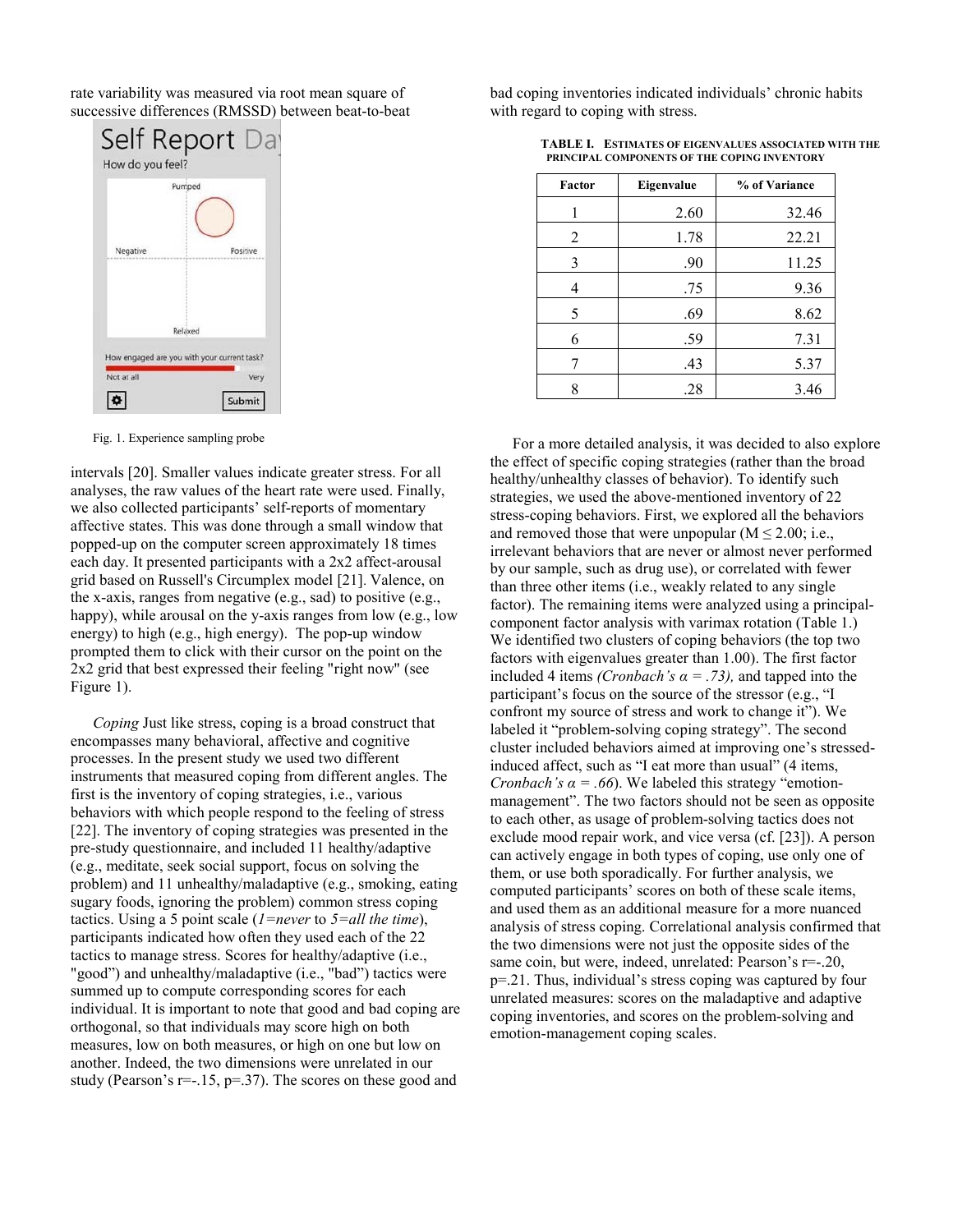rate variability was measured via root mean square of successive differences (RMSSD) between beat-to-beat intervals [20]. Smaller values indicate greater stress. For all analyses, the raw values of the heart rate were used. Finally, we also collected participants' self-reports of momentary affective states. This was done through a small window that popped-up on the computer screen approximately 18 times each day. It presented participants with a 2x2 affect-arousal grid based on Russell's Circumplex model [21]. Valence, on the x-axis, ranges from negative (e.g., sad) to positive (e.g., happy), while arousal on the y-axis ranges from low (e.g., low energy) to high (e.g., high energy). The pop-up window prompted them to click with their cursor on the point on the 2x2 grid that best expressed their feeling "right now" (see Figure 1).

Fig. 1. Experience sampling probe

*Coping* Just like stress, coping is a broad construct that encompasses many behavioral, affective and cognitive processes. In the present study we used two different instruments that measured coping from different angles. The first is the inventory of coping strategies, i.e., various behaviors with which people respond to the feeling of stress [22]. The inventory of coping strategies was presented in the pre-study questionnaire, and included 11 healthy/adaptive (e.g., meditate, seek social support, focus on solving the problem) and 11 unhealthy/maladaptive (e.g., smoking, eating sugary foods, ignoring the problem) common stress coping tactics. Using a 5 point scale (*1=never* to *5=all the time*), participants indicated how often they used each of the 22 tactics to manage stress. Scores for healthy/adaptive (i.e., "good") and unhealthy/maladaptive (i.e., "bad") tactics were summed up to compute corresponding scores for each individual. It is important to note that good and bad coping are orthogonal, so that individuals may score high on both measures, low on both measures, or high on one but low on another. Indeed, the two dimensions were unrelated in our study (Pearson's r=-.15, p=.37). The scores on these good and bad coping inventories indicated individuals' chronic habits with regard to coping with stress.

TABLE I. ESTIMATES OF EIGENVALUES ASSOCIATED WITH THE PRINCIPAL COMPONENTS OF THE COPING INVENTORY

| Factor | Eigenvalue | % of Variance |
|---|---|---|
| 1 | 2.60 | 32.46 |
| 2 | 1.78 | 22.21 |
| 3 | .90 | 11.25 |
| 4 | .75 | 9.36 |
| 5 | .69 | 8.62 |
| 6 | .59 | 7.31 |
| 7 | .43 | 5.37 |
| 8 | .28 | 3.46 |

For a more detailed analysis, it was decided to also explore the effect of specific coping strategies (rather than the broad healthy/unhealthy classes of behavior). To identify such strategies, we used the above-mentioned inventory of 22 stress-coping behaviors. First, we explored all the behaviors and removed those that were unpopular ($M \leq 2.00$; i.e., irrelevant behaviors that are never or almost never performed by our sample, such as drug use), or correlated with fewer than three other items (i.e., weakly related to any single factor). The remaining items were analyzed using a principal-component factor analysis with varimax rotation (Table 1.) We identified two clusters of coping behaviors (the top two factors with eigenvalues greater than 1.00). The first factor included 4 items *(Cronbach's α = .73),* and tapped into the participant's focus on the source of the stressor (e.g., "I confront my source of stress and work to change it"). We labeled it "problem-solving coping strategy". The second cluster included behaviors aimed at improving one's stressed-induced affect, such as "I eat more than usual" (4 items, *Cronbach's α = .66*). We labeled this strategy "emotion-management". The two factors should not be seen as opposite to each other, as usage of problem-solving tactics does not exclude mood repair work, and vice versa (cf. [23]). A person can actively engage in both types of coping, use only one of them, or use both sporadically. For further analysis, we computed participants' scores on both of these scale items, and used them as an additional measure for a more nuanced analysis of stress coping. Correlational analysis confirmed that the two dimensions were not just the opposite sides of the same coin, but were, indeed, unrelated: Pearson's r=-.20, p=.21. Thus, individual's stress coping was captured by four unrelated measures: scores on the maladaptive and adaptive coping inventories, and scores on the problem-solving and emotion-management coping scales.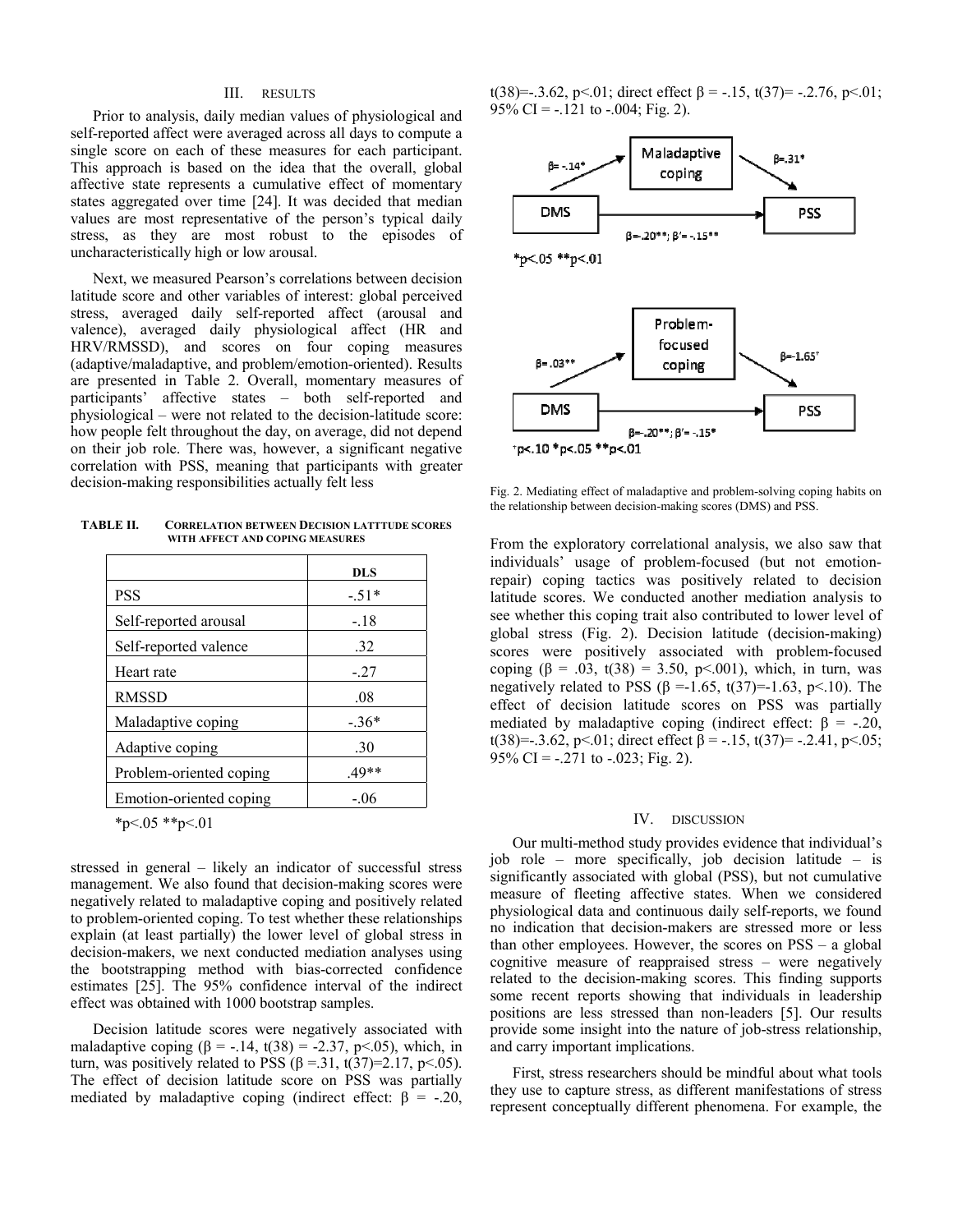## III. RESULTS

Prior to analysis, daily median values of physiological and self-reported affect were averaged across all days to compute a single score on each of these measures for each participant. This approach is based on the idea that the overall, global affective state represents a cumulative effect of momentary states aggregated over time [24]. It was decided that median values are most representative of the person's typical daily stress, as they are most robust to the episodes of uncharacteristically high or low arousal.

Next, we measured Pearson's correlations between decision latitude score and other variables of interest: global perceived stress, averaged daily self-reported affect (arousal and valence), averaged daily physiological affect (HR and HRV/RMSSD), and scores on four coping measures (adaptive/maladaptive, and problem/emotion-oriented). Results are presented in Table 2. Overall, momentary measures of participants' affective states – both self-reported and physiological – were not related to the decision-latitude score: how people felt throughout the day, on average, did not depend on their job role. There was, however, a significant negative correlation with PSS, meaning that participants with greater decision-making responsibilities actually felt less stressed in general – likely an indicator of successful stress management. We also found that decision-making scores were negatively related to maladaptive coping and positively related to problem-oriented coping. To test whether these relationships explain (at least partially) the lower level of global stress in decision-makers, we next conducted mediation analyses using the bootstrapping method with bias-corrected confidence estimates [25]. The 95% confidence interval of the indirect effect was obtained with 1000 bootstrap samples.

TABLE II. CORRELATION BETWEEN DECISION LATTTUDE SCORES WITH AFFECT AND COPING MEASURES

| | DLS |
|---|---|
| PSS | -.51* |
| Self-reported arousal | -.18 |
| Self-reported valence | .32 |
| Heart rate | -.27 |
| RMSSD | .08 |
| Maladaptive coping | -.36* |
| Adaptive coping | .30 |
| Problem-oriented coping | .49** |
| Emotion-oriented coping | -.06 |

*p<.05 **p<.01

Decision latitude scores were negatively associated with maladaptive coping ($\beta$ = -.14, $t(38)$ = -2.37, $p<.05$), which, in turn, was positively related to PSS ($\beta$ =.31, $t(37)$=2.17, $p<.05$). The effect of decision latitude score on PSS was partially mediated by maladaptive coping (indirect effect: $\beta$ = -.20, $t(38)$=-.3.62, $p<.01$; direct effect $\beta$ = -.15, $t(37)$= -2.76, $p<.01$; 95% CI = -.121 to -.004; Fig. 2).

Fig. 2. Mediating effect of maladaptive and problem-solving coping habits on the relationship between decision-making scores (DMS) and PSS.

From the exploratory correlational analysis, we also saw that individuals' usage of problem-focused (but not emotion-repair) coping tactics was positively related to decision latitude scores. We conducted another mediation analysis to see whether this coping trait also contributed to lower level of global stress (Fig. 2). Decision latitude (decision-making) scores were positively associated with problem-focused coping ($\beta$ = .03, $t(38)$ = 3.50, $p<.001$), which, in turn, was negatively related to PSS ($\beta$ =-1.65, $t(37)$=-1.63, $p<.10$). The effect of decision latitude scores on PSS was partially mediated by maladaptive coping (indirect effect: $\beta$ = -.20, $t(38)$=-.3.62, $p<.01$; direct effect $\beta$ = -.15, $t(37)$= -2.41, $p<.05$; 95% CI = -.271 to -.023; Fig. 2).

## IV. DISCUSSION

Our multi-method study provides evidence that individual's job role – more specifically, job decision latitude – is significantly associated with global (PSS), but not cumulative measure of fleeting affective states. When we considered physiological data and continuous daily self-reports, we found no indication that decision-makers are stressed more or less than other employees. However, the scores on PSS – a global cognitive measure of reappraised stress – were negatively related to the decision-making scores. This finding supports some recent reports showing that individuals in leadership positions are less stressed than non-leaders [5]. Our results provide some insight into the nature of job-stress relationship, and carry important implications.

First, stress researchers should be mindful about what tools they use to capture stress, as different manifestations of stress represent conceptually different phenomena. For example, the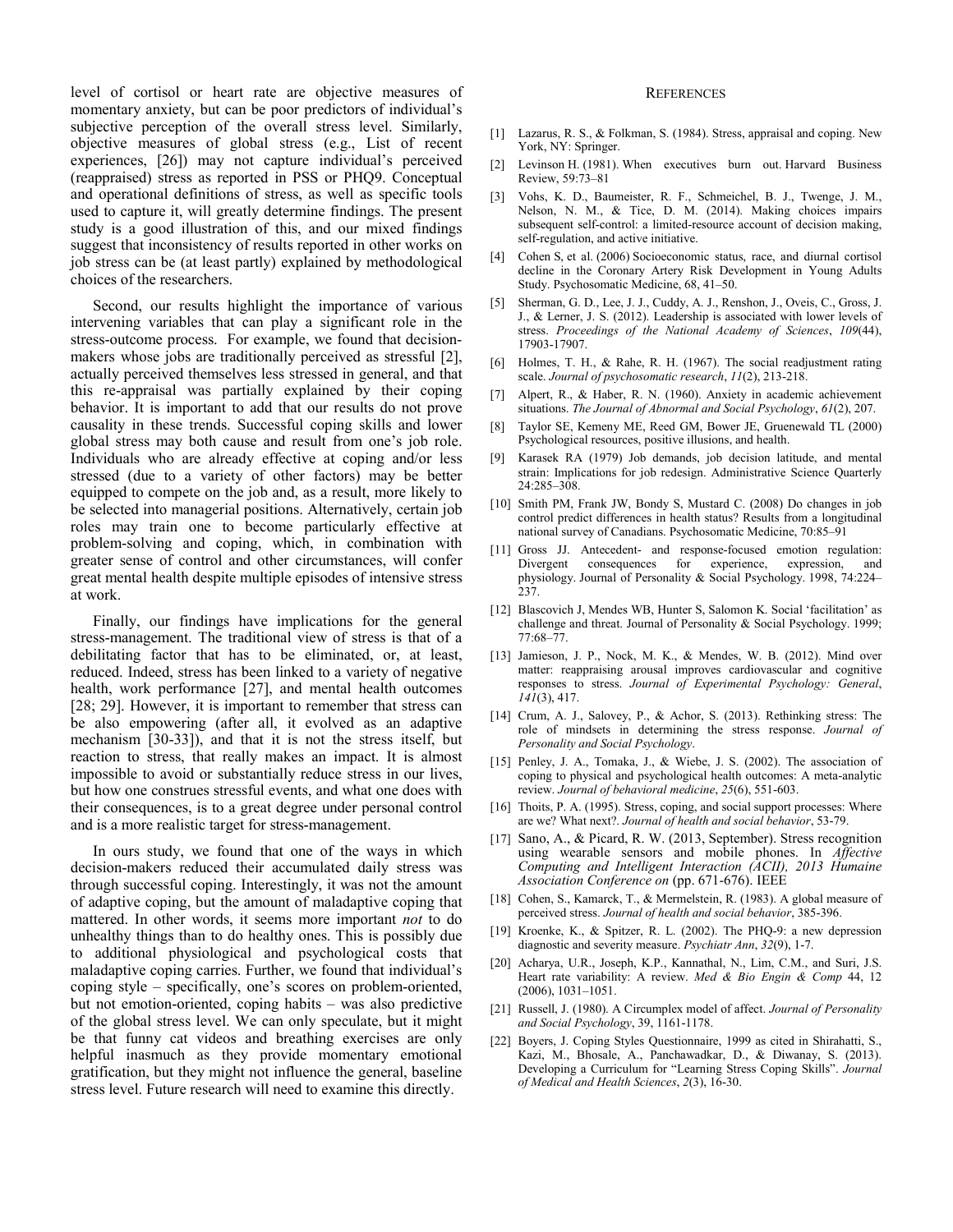level of cortisol or heart rate are objective measures of momentary anxiety, but can be poor predictors of individual's subjective perception of the overall stress level. Similarly, objective measures of global stress (e.g., List of recent experiences, [26]) may not capture individual's perceived (reappraised) stress as reported in PSS or PHQ9. Conceptual and operational definitions of stress, as well as specific tools used to capture it, will greatly determine findings. The present study is a good illustration of this, and our mixed findings suggest that inconsistency of results reported in other works on job stress can be (at least partly) explained by methodological choices of the researchers.

Second, our results highlight the importance of various intervening variables that can play a significant role in the stress-outcome process. For example, we found that decision-makers whose jobs are traditionally perceived as stressful [2], actually perceived themselves less stressed in general, and that this re-appraisal was partially explained by their coping behavior. It is important to add that our results do not prove causality in these trends. Successful coping skills and lower global stress may both cause and result from one's job role. Individuals who are already effective at coping and/or less stressed (due to a variety of other factors) may be better equipped to compete on the job and, as a result, more likely to be selected into managerial positions. Alternatively, certain job roles may train one to become particularly effective at problem-solving and coping, which, in combination with greater sense of control and other circumstances, will confer great mental health despite multiple episodes of intensive stress at work.

Finally, our findings have implications for the general stress-management. The traditional view of stress is that of a debilitating factor that has to be eliminated, or, at least, reduced. Indeed, stress has been linked to a variety of negative health, work performance [27], and mental health outcomes [28; 29]. However, it is important to remember that stress can be also empowering (after all, it evolved as an adaptive mechanism [30-33]), and that it is not the stress itself, but reaction to stress, that really makes an impact. It is almost impossible to avoid or substantially reduce stress in our lives, but how one construes stressful events, and what one does with their consequences, is to a great degree under personal control and is a more realistic target for stress-management.

In ours study, we found that one of the ways in which decision-makers reduced their accumulated daily stress was through successful coping. Interestingly, it was not the amount of adaptive coping, but the amount of maladaptive coping that mattered. In other words, it seems more important *not* to do unhealthy things than to do healthy ones. This is possibly due to additional physiological and psychological costs that maladaptive coping carries. Further, we found that individual's coping style – specifically, one's scores on problem-oriented, but not emotion-oriented, coping habits – was also predictive of the global stress level. We can only speculate, but it might be that funny cat videos and breathing exercises are only helpful inasmuch as they provide momentary emotional gratification, but they might not influence the general, baseline stress level. Future research will need to examine this directly.

## REFERENCES

[1] Lazarus, R. S., & Folkman, S. (1984). Stress, appraisal and coping. New York, NY: Springer.

[2] Levinson H. (1981). When executives burn out. Harvard Business Review, 59:73–81

[3] Vohs, K. D., Baumeister, R. F., Schmeichel, B. J., Twenge, J. M., Nelson, N. M., & Tice, D. M. (2014). Making choices impairs subsequent self-control: a limited-resource account of decision making, self-regulation, and active initiative.

[4] Cohen S, et al. (2006) Socioeconomic status, race, and diurnal cortisol decline in the Coronary Artery Risk Development in Young Adults Study. Psychosomatic Medicine, 68, 41–50.

[5] Sherman, G. D., Lee, J. J., Cuddy, A. J., Renshon, J., Oveis, C., Gross, J. J., & Lerner, J. S. (2012). Leadership is associated with lower levels of stress. *Proceedings of the National Academy of Sciences*, *109*(44), 17903-17907.

[6] Holmes, T. H., & Rahe, R. H. (1967). The social readjustment rating scale. *Journal of psychosomatic research*, *11*(2), 213-218.

[7] Alpert, R., & Haber, R. N. (1960). Anxiety in academic achievement situations. *The Journal of Abnormal and Social Psychology*, *61*(2), 207.

[8] Taylor SE, Kemeny ME, Reed GM, Bower JE, Gruenewald TL (2000) Psychological resources, positive illusions, and health.

[9] Karasek RA (1979) Job demands, job decision latitude, and mental strain: Implications for job redesign. Administrative Science Quarterly 24:285–308.

[10] Smith PM, Frank JW, Bondy S, Mustard C. (2008) Do changes in job control predict differences in health status? Results from a longitudinal national survey of Canadians. Psychosomatic Medicine, 70:85–91

[11] Gross JJ. Antecedent- and response-focused emotion regulation: Divergent consequences for experience, expression, and physiology. Journal of Personality & Social Psychology. 1998, 74:224–237.

[12] Blascovich J, Mendes WB, Hunter S, Salomon K. Social 'facilitation' as challenge and threat. Journal of Personality & Social Psychology. 1999; 77:68–77.

[13] Jamieson, J. P., Nock, M. K., & Mendes, W. B. (2012). Mind over matter: reappraising arousal improves cardiovascular and cognitive responses to stress. *Journal of Experimental Psychology: General*, *141*(3), 417.

[14] Crum, A. J., Salovey, P., & Achor, S. (2013). Rethinking stress: The role of mindsets in determining the stress response. *Journal of Personality and Social Psychology*.

[15] Penley, J. A., Tomaka, J., & Wiebe, J. S. (2002). The association of coping to physical and psychological health outcomes: A meta-analytic review. *Journal of behavioral medicine*, *25*(6), 551-603.

[16] Thoits, P. A. (1995). Stress, coping, and social support processes: Where are we? What next?. *Journal of health and social behavior*, 53-79.

[17] Sano, A., & Picard, R. W. (2013, September). Stress recognition using wearable sensors and mobile phones. In *Affective Computing and Intelligent Interaction (ACII), 2013 Humaine Association Conference on* (pp. 671-676). IEEE

[18] Cohen, S., Kamarck, T., & Mermelstein, R. (1983). A global measure of perceived stress. *Journal of health and social behavior*, 385-396.

[19] Kroenke, K., & Spitzer, R. L. (2002). The PHQ-9: a new depression diagnostic and severity measure. *Psychiatr Ann*, *32*(9), 1-7.

[20] Acharya, U.R., Joseph, K.P., Kannathal, N., Lim, C.M., and Suri, J.S. Heart rate variability: A review. *Med & Bio Engin & Comp* 44, 12 (2006), 1031–1051.

[21] Russell, J. (1980). A Circumplex model of affect. *Journal of Personality and Social Psychology*, 39, 1161-1178.

[22] Boyers, J. Coping Styles Questionnaire, 1999 as cited in Shirahatti, S., Kazi, M., Bhosale, A., Panchawadkar, D., & Diwanay, S. (2013). Developing a Curriculum for "Learning Stress Coping Skills". *Journal of Medical and Health Sciences*, *2*(3), 16-30.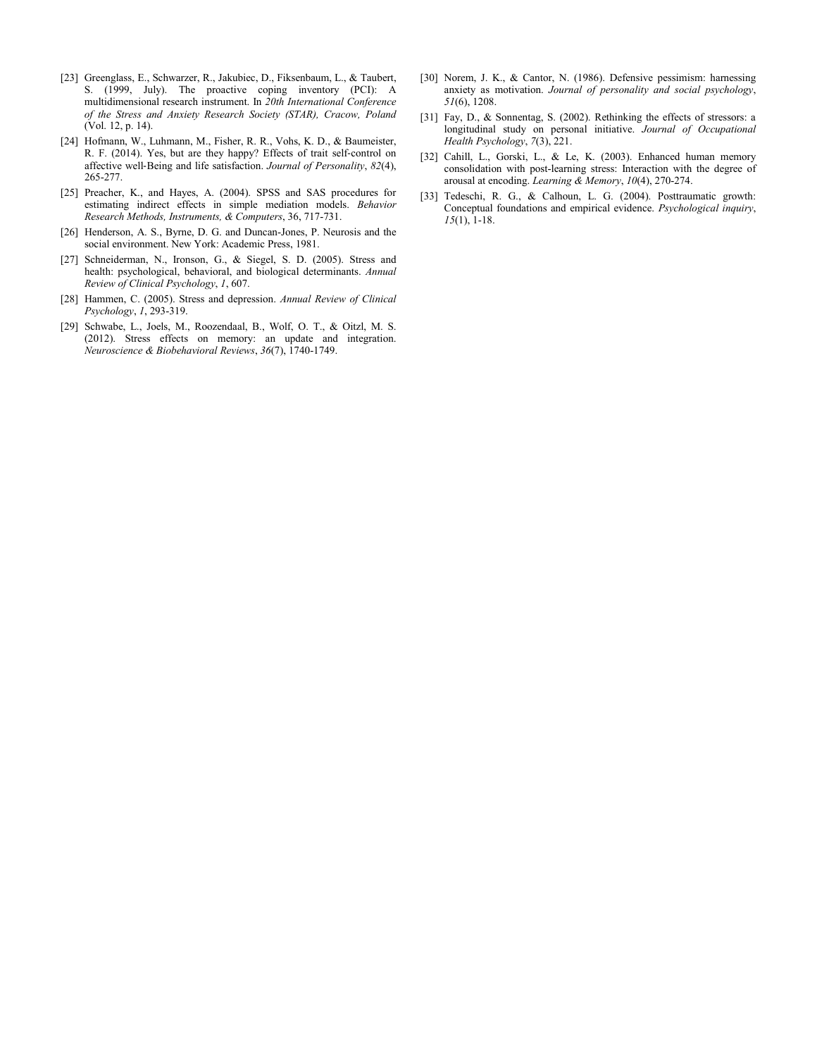[23] Greenglass, E., Schwarzer, R., Jakubiec, D., Fiksenbaum, L., & Taubert, S. (1999, July). The proactive coping inventory (PCI): A multidimensional research instrument. In *20th International Conference of the Stress and Anxiety Research Society (STAR), Cracow, Poland* (Vol. 12, p. 14).

[24] Hofmann, W., Luhmann, M., Fisher, R. R., Vohs, K. D., & Baumeister, R. F. (2014). Yes, but are they happy? Effects of trait self-control on affective well-Being and life satisfaction. *Journal of Personality*, *82*(4), 265-277.

[25] Preacher, K., and Hayes, A. (2004). SPSS and SAS procedures for estimating indirect effects in simple mediation models. *Behavior Research Methods, Instruments, & Computers*, 36, 717-731.

[26] Henderson, A. S., Byrne, D. G. and Duncan-Jones, P. Neurosis and the social environment. New York: Academic Press, 1981.

[27] Schneiderman, N., Ironson, G., & Siegel, S. D. (2005). Stress and health: psychological, behavioral, and biological determinants. *Annual Review of Clinical Psychology*, *1*, 607.

[28] Hammen, C. (2005). Stress and depression. *Annual Review of Clinical Psychology*, *1*, 293-319.

[29] Schwabe, L., Joels, M., Roozendaal, B., Wolf, O. T., & Oitzl, M. S. (2012). Stress effects on memory: an update and integration. *Neuroscience & Biobehavioral Reviews*, *36*(7), 1740-1749.

[30] Norem, J. K., & Cantor, N. (1986). Defensive pessimism: harnessing anxiety as motivation. *Journal of personality and social psychology*, *51*(6), 1208.

[31] Fay, D., & Sonnentag, S. (2002). Rethinking the effects of stressors: a longitudinal study on personal initiative. *Journal of Occupational Health Psychology*, *7*(3), 221.

[32] Cahill, L., Gorski, L., & Le, K. (2003). Enhanced human memory consolidation with post-learning stress: Interaction with the degree of arousal at encoding. *Learning & Memory*, *10*(4), 270-274.

[33] Tedeschi, R. G., & Calhoun, L. G. (2004). Posttraumatic growth: Conceptual foundations and empirical evidence. *Psychological inquiry*, *15*(1), 1-18.